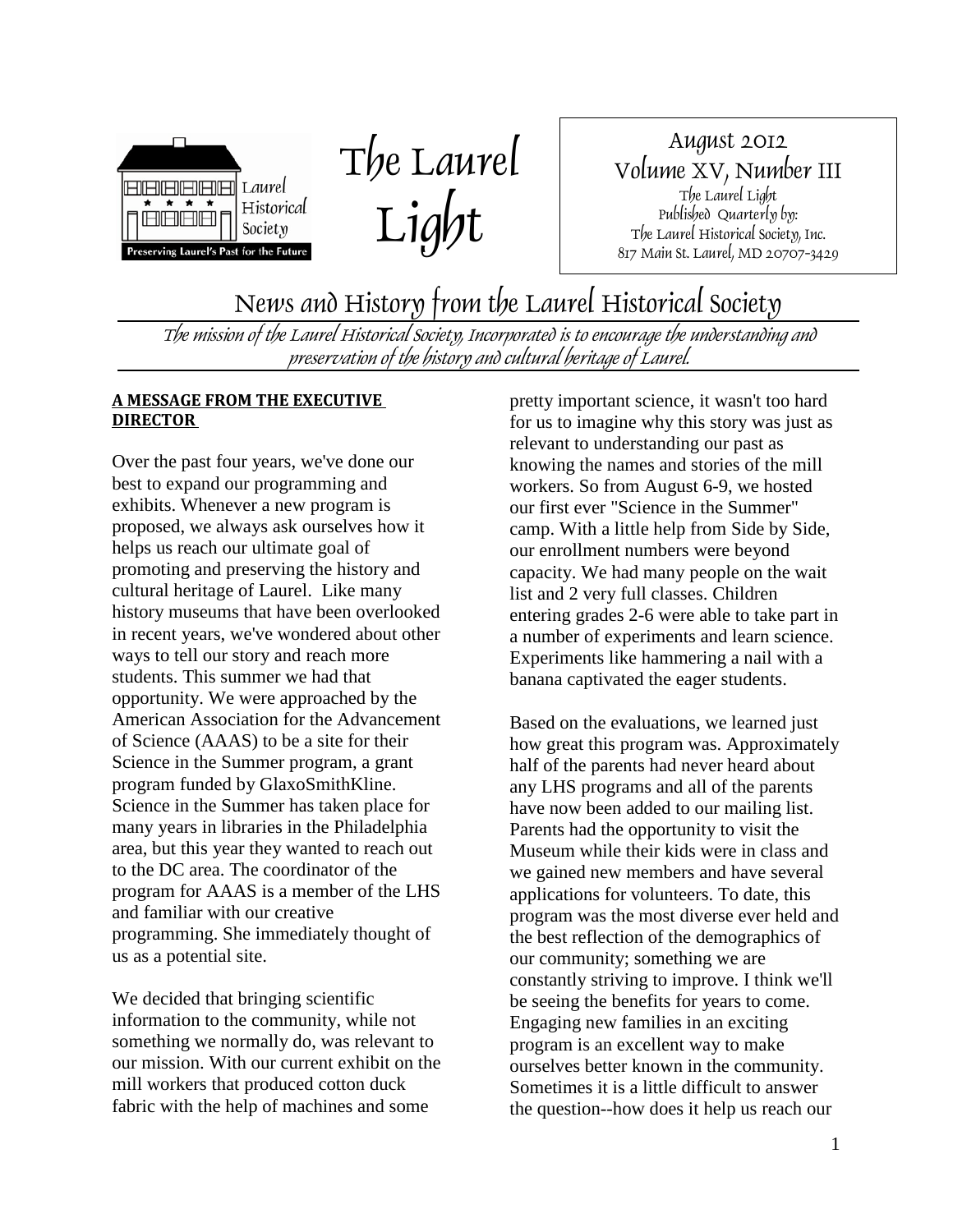Laurel Historical Society

Preserving Laurel's Past for the Future

# The Laurel Light

August 2012
Volume XV, Number III
The Laurel Light
Published Quarterly by:
The Laurel Historical Society, Inc.
817 Main St. Laurel, MD 20707-3429

## News and History from the Laurel Historical Society

*The mission of the Laurel Historical Society, Incorporated is to encourage the understanding and preservation of the history and cultural heritage of Laurel.*

### A MESSAGE FROM THE EXECUTIVE DIRECTOR

Over the past four years, we've done our best to expand our programming and exhibits. Whenever a new program is proposed, we always ask ourselves how it helps us reach our ultimate goal of promoting and preserving the history and cultural heritage of Laurel. Like many history museums that have been overlooked in recent years, we've wondered about other ways to tell our story and reach more students. This summer we had that opportunity. We were approached by the American Association for the Advancement of Science (AAAS) to be a site for their Science in the Summer program, a grant program funded by GlaxoSmithKline. Science in the Summer has taken place for many years in libraries in the Philadelphia area, but this year they wanted to reach out to the DC area. The coordinator of the program for AAAS is a member of the LHS and familiar with our creative programming. She immediately thought of us as a potential site.

We decided that bringing scientific information to the community, while not something we normally do, was relevant to our mission. With our current exhibit on the mill workers that produced cotton duck fabric with the help of machines and some pretty important science, it wasn't too hard for us to imagine why this story was just as relevant to understanding our past as knowing the names and stories of the mill workers. So from August 6-9, we hosted our first ever "Science in the Summer" camp. With a little help from Side by Side, our enrollment numbers were beyond capacity. We had many people on the wait list and 2 very full classes. Children entering grades 2-6 were able to take part in a number of experiments and learn science. Experiments like hammering a nail with a banana captivated the eager students.

Based on the evaluations, we learned just how great this program was. Approximately half of the parents had never heard about any LHS programs and all of the parents have now been added to our mailing list. Parents had the opportunity to visit the Museum while their kids were in class and we gained new members and have several applications for volunteers. To date, this program was the most diverse ever held and the best reflection of the demographics of our community; something we are constantly striving to improve. I think we'll be seeing the benefits for years to come. Engaging new families in an exciting program is an excellent way to make ourselves better known in the community. Sometimes it is a little difficult to answer the question--how does it help us reach our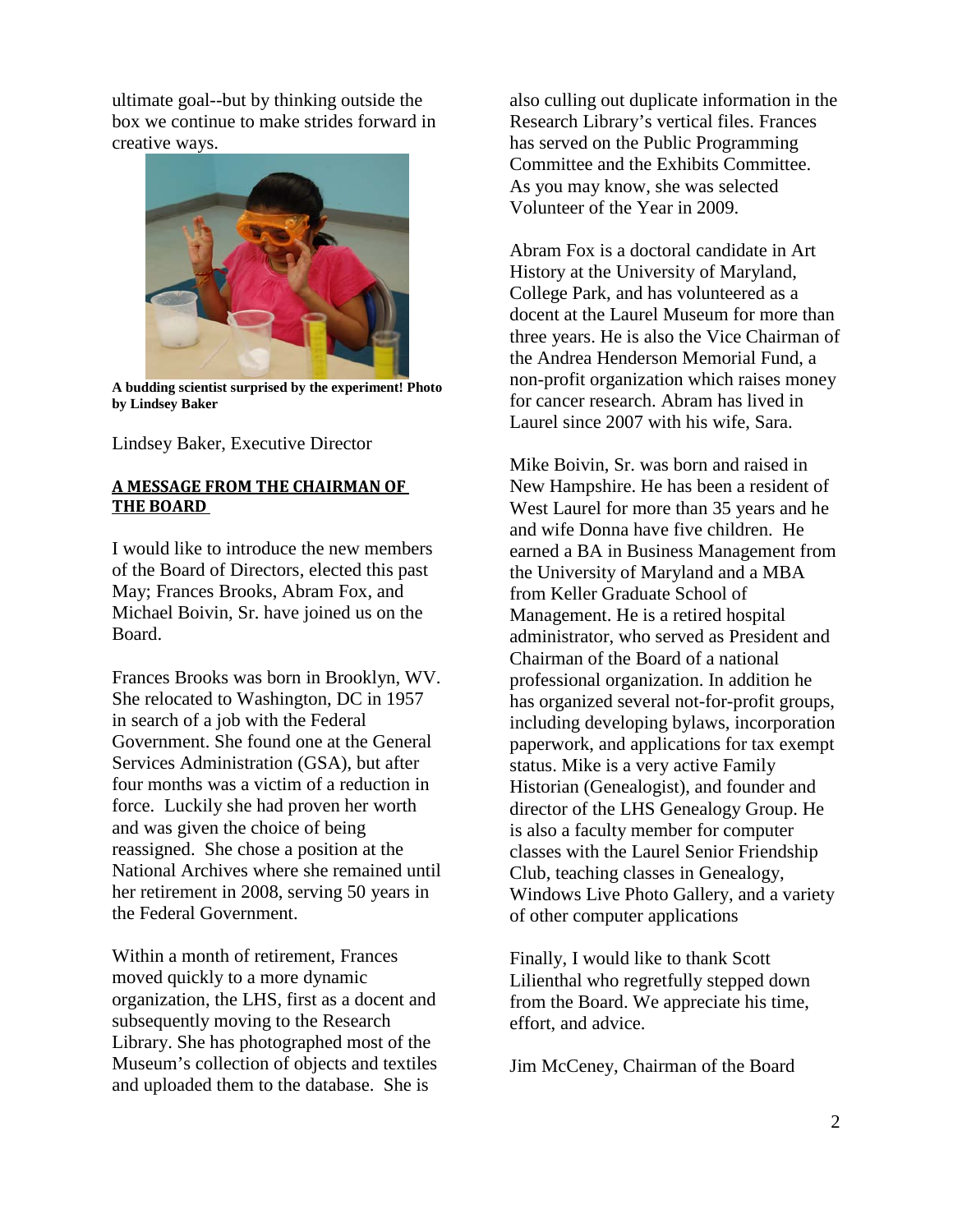ultimate goal--but by thinking outside the box we continue to make strides forward in creative ways.

**A budding scientist surprised by the experiment! Photo by Lindsey Baker**

Lindsey Baker, Executive Director

## A MESSAGE FROM THE CHAIRMAN OF THE BOARD

I would like to introduce the new members of the Board of Directors, elected this past May; Frances Brooks, Abram Fox, and Michael Boivin, Sr. have joined us on the Board.

Frances Brooks was born in Brooklyn, WV. She relocated to Washington, DC in 1957 in search of a job with the Federal Government. She found one at the General Services Administration (GSA), but after four months was a victim of a reduction in force. Luckily she had proven her worth and was given the choice of being reassigned. She chose a position at the National Archives where she remained until her retirement in 2008, serving 50 years in the Federal Government.

Within a month of retirement, Frances moved quickly to a more dynamic organization, the LHS, first as a docent and subsequently moving to the Research Library. She has photographed most of the Museum's collection of objects and textiles and uploaded them to the database. She is also culling out duplicate information in the Research Library's vertical files. Frances has served on the Public Programming Committee and the Exhibits Committee. As you may know, she was selected Volunteer of the Year in 2009.

Abram Fox is a doctoral candidate in Art History at the University of Maryland, College Park, and has volunteered as a docent at the Laurel Museum for more than three years. He is also the Vice Chairman of the Andrea Henderson Memorial Fund, a non-profit organization which raises money for cancer research. Abram has lived in Laurel since 2007 with his wife, Sara.

Mike Boivin, Sr. was born and raised in New Hampshire. He has been a resident of West Laurel for more than 35 years and he and wife Donna have five children. He earned a BA in Business Management from the University of Maryland and a MBA from Keller Graduate School of Management. He is a retired hospital administrator, who served as President and Chairman of the Board of a national professional organization. In addition he has organized several not-for-profit groups, including developing bylaws, incorporation paperwork, and applications for tax exempt status. Mike is a very active Family Historian (Genealogist), and founder and director of the LHS Genealogy Group. He is also a faculty member for computer classes with the Laurel Senior Friendship Club, teaching classes in Genealogy, Windows Live Photo Gallery, and a variety of other computer applications

Finally, I would like to thank Scott Lilienthal who regretfully stepped down from the Board. We appreciate his time, effort, and advice.

Jim McCeney, Chairman of the Board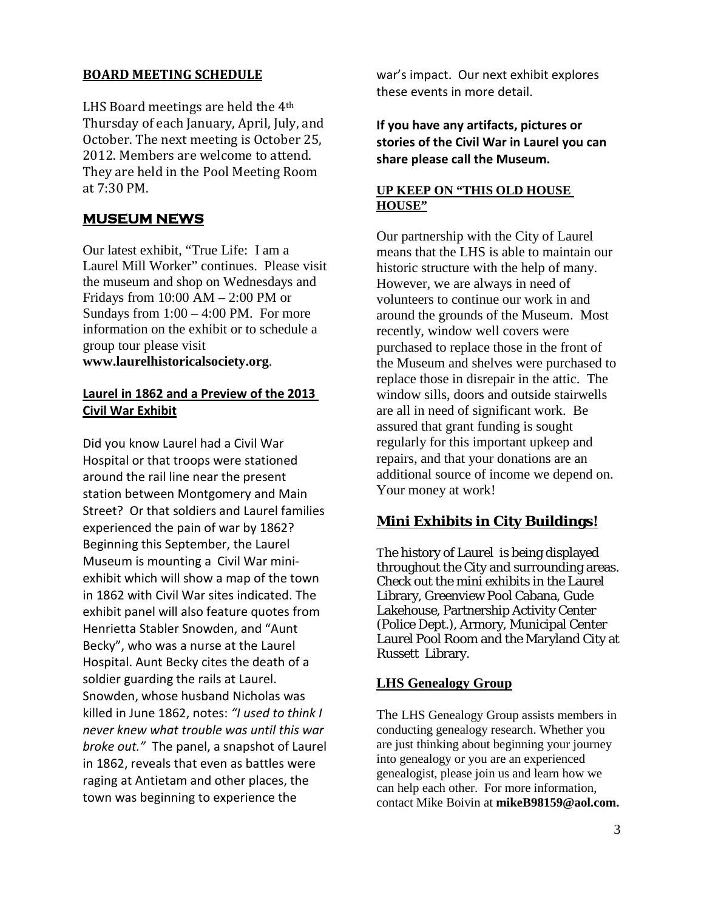## BOARD MEETING SCHEDULE

LHS Board meetings are held the 4th Thursday of each January, April, July, and October. The next meeting is October 25, 2012. Members are welcome to attend. They are held in the Pool Meeting Room at 7:30 PM.

## MUSEUM NEWS

Our latest exhibit, "True Life: I am a Laurel Mill Worker" continues. Please visit the museum and shop on Wednesdays and Fridays from 10:00 AM – 2:00 PM or Sundays from 1:00 – 4:00 PM. For more information on the exhibit or to schedule a group tour please visit **www.laurelhistoricalsociety.org**.

### Laurel in 1862 and a Preview of the 2013 Civil War Exhibit

Did you know Laurel had a Civil War Hospital or that troops were stationed around the rail line near the present station between Montgomery and Main Street? Or that soldiers and Laurel families experienced the pain of war by 1862? Beginning this September, the Laurel Museum is mounting a Civil War mini-exhibit which will show a map of the town in 1862 with Civil War sites indicated. The exhibit panel will also feature quotes from Henrietta Stabler Snowden, and "Aunt Becky", who was a nurse at the Laurel Hospital. Aunt Becky cites the death of a soldier guarding the rails at Laurel. Snowden, whose husband Nicholas was killed in June 1862, notes: *"I used to think I never knew what trouble was until this war broke out."* The panel, a snapshot of Laurel in 1862, reveals that even as battles were raging at Antietam and other places, the town was beginning to experience the war's impact. Our next exhibit explores these events in more detail.

**If you have any artifacts, pictures or stories of the Civil War in Laurel you can share please call the Museum.**

### UP KEEP ON "THIS OLD HOUSE HOUSE"

Our partnership with the City of Laurel means that the LHS is able to maintain our historic structure with the help of many. However, we are always in need of volunteers to continue our work in and around the grounds of the Museum. Most recently, window well covers were purchased to replace those in the front of the Museum and shelves were purchased to replace those in disrepair in the attic. The window sills, doors and outside stairwells are all in need of significant work. Be assured that grant funding is sought regularly for this important upkeep and repairs, and that your donations are an additional source of income we depend on. Your money at work!

## Mini Exhibits in City Buildings!

The history of Laurel is being displayed throughout the City and surrounding areas. Check out the mini exhibits in the Laurel Library, Greenview Pool Cabana, Gude Lakehouse, Partnership Activity Center (Police Dept.), Armory, Municipal Center Laurel Pool Room and the Maryland City at Russett Library.

### LHS Genealogy Group

The LHS Genealogy Group assists members in conducting genealogy research. Whether you are just thinking about beginning your journey into genealogy or you are an experienced genealogist, please join us and learn how we can help each other. For more information, contact Mike Boivin at **mikeB98159@aol.com.**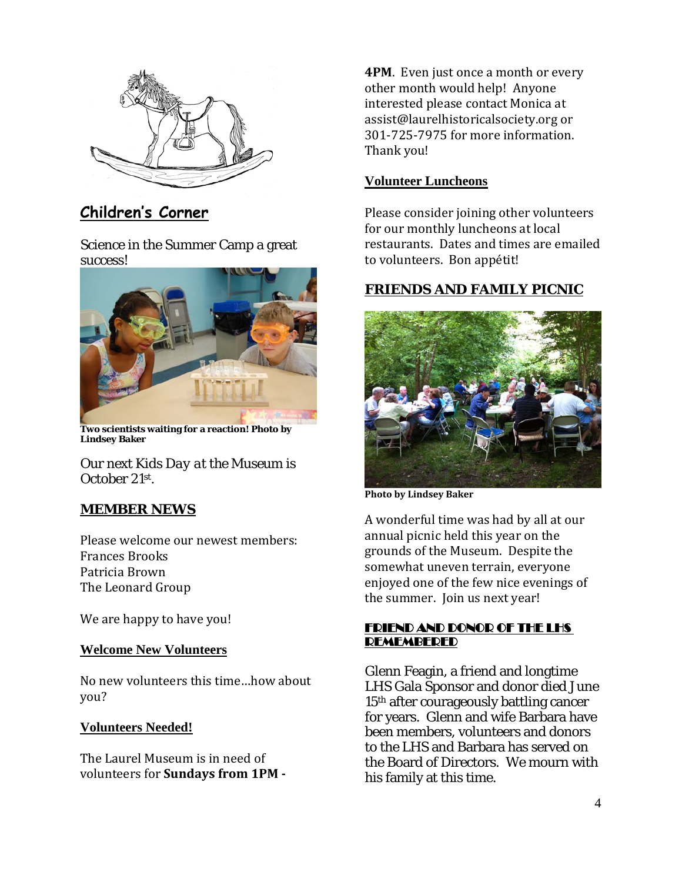## Children's Corner

Science in the Summer Camp a great success!

Two scientists waiting for a reaction! Photo by Lindsey Baker

Our next Kids Day at the Museum is October 21st.

## MEMBER NEWS

Please welcome our newest members:
Frances Brooks
Patricia Brown
The Leonard Group

We are happy to have you!

### Welcome New Volunteers

No new volunteers this time…how about you?

### Volunteers Needed!

The Laurel Museum is in need of volunteers for **Sundays from 1PM - 4PM**. Even just once a month or every other month would help! Anyone interested please contact Monica at assist@laurelhistoricalsociety.org or 301-725-7975 for more information. Thank you!

### Volunteer Luncheons

Please consider joining other volunteers for our monthly luncheons at local restaurants. Dates and times are emailed to volunteers. Bon appétit!

## FRIENDS AND FAMILY PICNIC

**Photo by Lindsey Baker**

A wonderful time was had by all at our annual picnic held this year on the grounds of the Museum. Despite the somewhat uneven terrain, everyone enjoyed one of the few nice evenings of the summer. Join us next year!

### FRIEND AND DONOR OF THE LHS REMEMBERED

Glenn Feagin, a friend and longtime LHS Gala Sponsor and donor died June 15th after courageously battling cancer for years. Glenn and wife Barbara have been members, volunteers and donors to the LHS and Barbara has served on the Board of Directors. We mourn with his family at this time.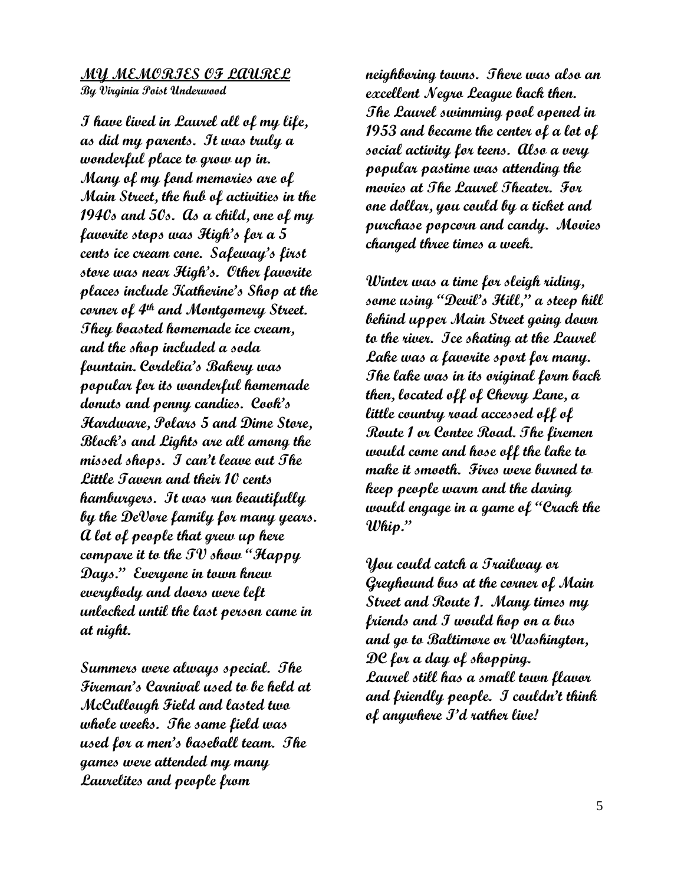***MY MEMORIES OF LAUREL***

**By Virginia Poist Underwood**

**I have lived in Laurel all of my life, as did my parents. It was truly a wonderful place to grow up in. Many of my fond memories are of Main Street, the hub of activities in the 1940s and 50s. As a child, one of my favorite stops was High's for a 5 cents ice cream cone. Safeway's first store was near High's. Other favorite places include Katherine's Shop at the corner of 4th and Montgomery Street. They boasted homemade ice cream, and the shop included a soda fountain. Cordelia's Bakery was popular for its wonderful homemade donuts and penny candies. Cook's Hardware, Polars 5 and Dime Store, Block's and Lights are all among the missed shops. I can't leave out The Little Tavern and their 10 cents hamburgers. It was run beautifully by the DeVore family for many years. A lot of people that grew up here compare it to the TV show "Happy Days." Everyone in town knew everybody and doors were left unlocked until the last person came in at night.**

**Summers were always special. The Fireman's Carnival used to be held at McCullough Field and lasted two whole weeks. The same field was used for a men's baseball team. The games were attended my many Laurelites and people from neighboring towns. There was also an excellent Negro League back then. The Laurel swimming pool opened in 1953 and became the center of a lot of social activity for teens. Also a very popular pastime was attending the movies at The Laurel Theater. For one dollar, you could by a ticket and purchase popcorn and candy. Movies changed three times a week.**

**Winter was a time for sleigh riding, some using "Devil's Hill," a steep hill behind upper Main Street going down to the river. Ice skating at the Laurel Lake was a favorite sport for many. The lake was in its original form back then, located off of Cherry Lane, a little country road accessed off of Route 1 or Contee Road. The firemen would come and hose off the lake to make it smooth. Fires were burned to keep people warm and the daring would engage in a game of "Crack the Whip."**

**You could catch a Trailway or Greyhound bus at the corner of Main Street and Route 1. Many times my friends and I would hop on a bus and go to Baltimore or Washington, DC for a day of shopping.
Laurel still has a small town flavor and friendly people. I couldn't think of anywhere I'd rather live!**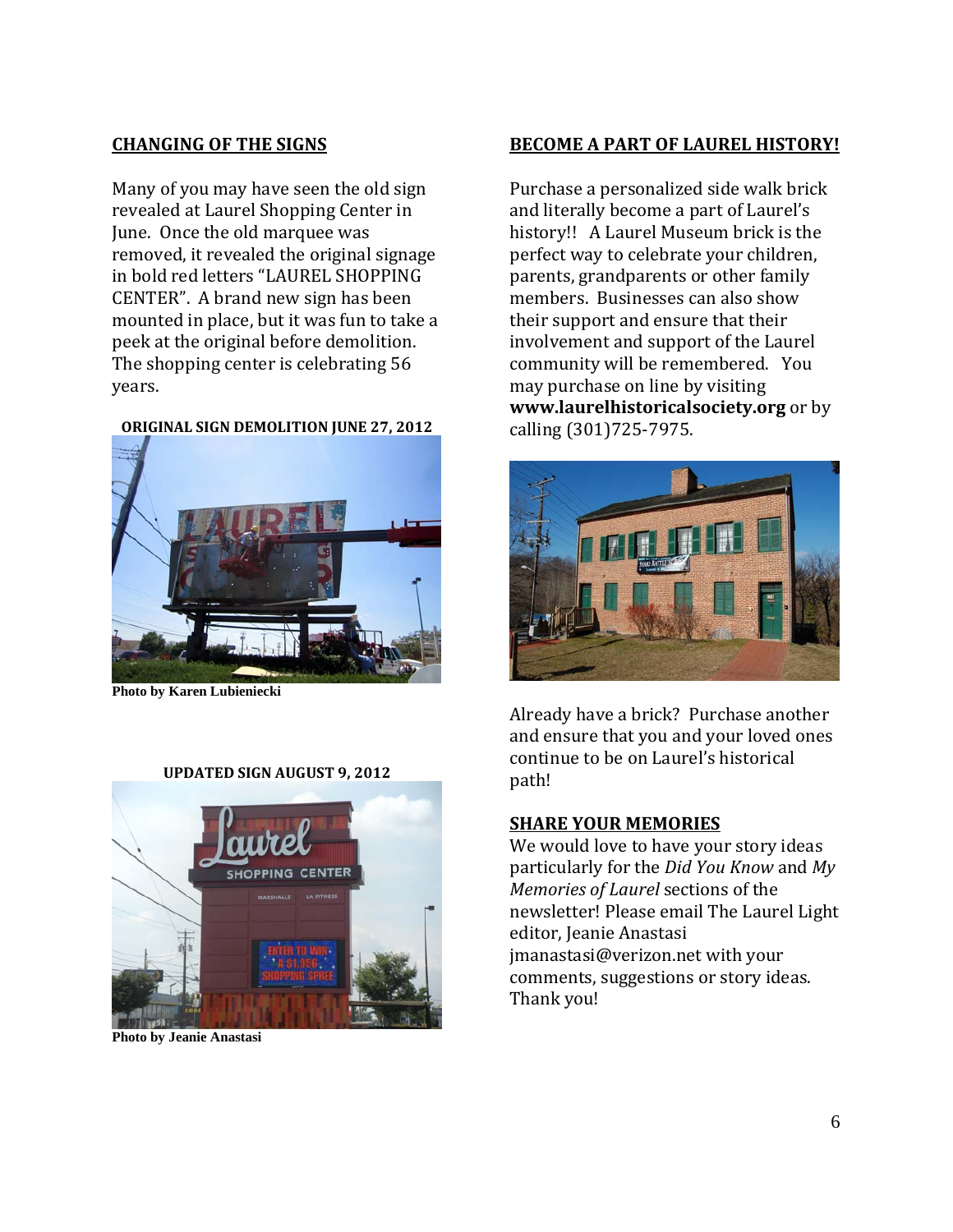## CHANGING OF THE SIGNS

Many of you may have seen the old sign revealed at Laurel Shopping Center in June. Once the old marquee was removed, it revealed the original signage in bold red letters "LAUREL SHOPPING CENTER". A brand new sign has been mounted in place, but it was fun to take a peek at the original before demolition. The shopping center is celebrating 56 years.

**ORIGINAL SIGN DEMOLITION JUNE 27, 2012**

**Photo by Karen Lubieniecki**

**UPDATED SIGN AUGUST 9, 2012**

**Photo by Jeanie Anastasi**

## BECOME A PART OF LAUREL HISTORY!

Purchase a personalized side walk brick and literally become a part of Laurel's history!! A Laurel Museum brick is the perfect way to celebrate your children, parents, grandparents or other family members. Businesses can also show their support and ensure that their involvement and support of the Laurel community will be remembered. You may purchase on line by visiting **www.laurelhistoricalsociety.org** or by calling (301)725-7975.

Already have a brick? Purchase another and ensure that you and your loved ones continue to be on Laurel's historical path!

## SHARE YOUR MEMORIES

We would love to have your story ideas particularly for the *Did You Know* and *My Memories of Laurel* sections of the newsletter! Please email The Laurel Light editor, Jeanie Anastasi jmanastasi@verizon.net with your comments, suggestions or story ideas. Thank you!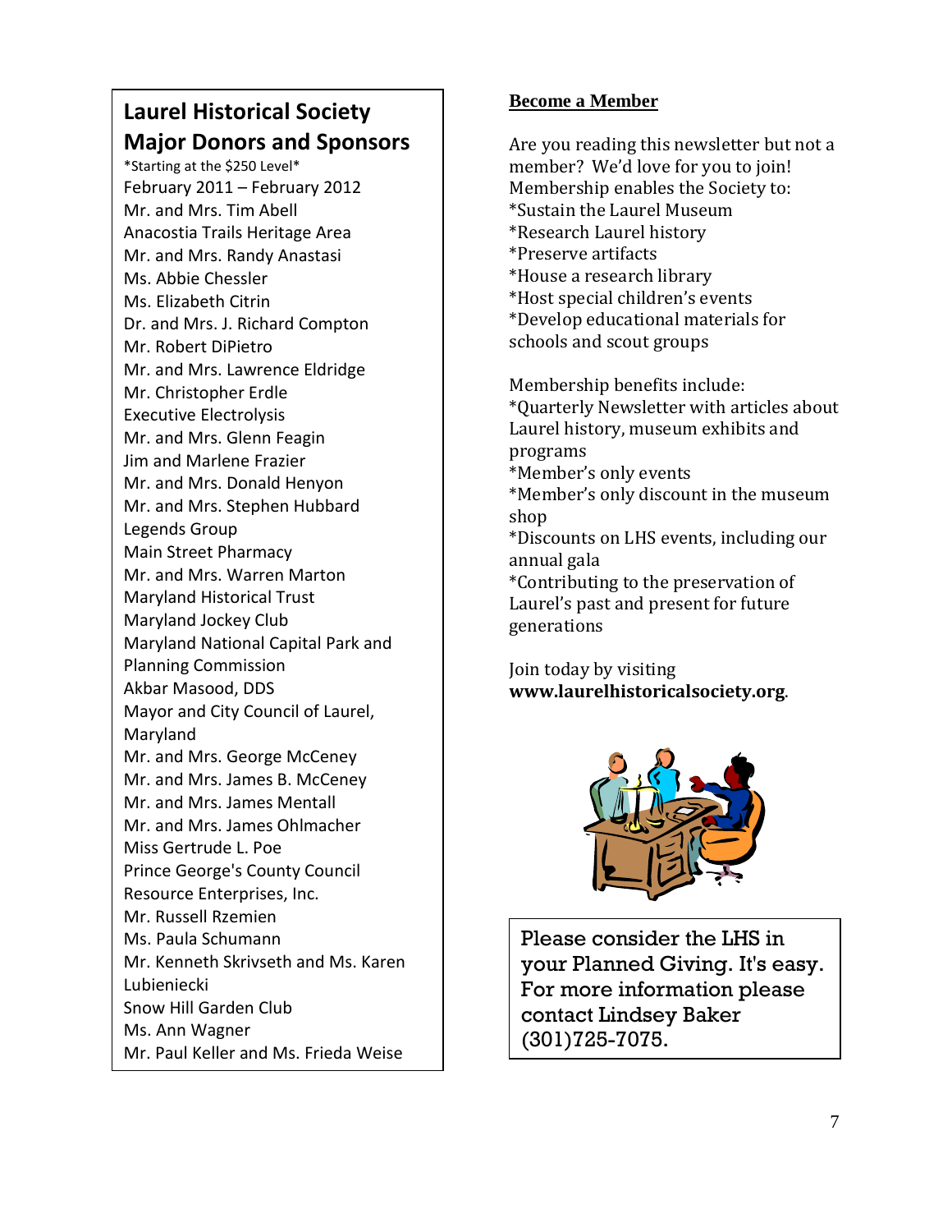## Laurel Historical Society Major Donors and Sponsors

*Starting at the $250 Level*

February 2011 – February 2012

Mr. and Mrs. Tim Abell
Anacostia Trails Heritage Area
Mr. and Mrs. Randy Anastasi
Ms. Abbie Chessler
Ms. Elizabeth Citrin
Dr. and Mrs. J. Richard Compton
Mr. Robert DiPietro
Mr. and Mrs. Lawrence Eldridge
Mr. Christopher Erdle
Executive Electrolysis
Mr. and Mrs. Glenn Feagin
Jim and Marlene Frazier
Mr. and Mrs. Donald Henyon
Mr. and Mrs. Stephen Hubbard
Legends Group
Main Street Pharmacy
Mr. and Mrs. Warren Marton
Maryland Historical Trust
Maryland Jockey Club
Maryland National Capital Park and Planning Commission
Akbar Masood, DDS
Mayor and City Council of Laurel, Maryland
Mr. and Mrs. George McCeney
Mr. and Mrs. James B. McCeney
Mr. and Mrs. James Mentall
Mr. and Mrs. James Ohlmacher
Miss Gertrude L. Poe
Prince George's County Council
Resource Enterprises, Inc.
Mr. Russell Rzemien
Ms. Paula Schumann
Mr. Kenneth Skrivseth and Ms. Karen Lubieniecki
Snow Hill Garden Club
Ms. Ann Wagner
Mr. Paul Keller and Ms. Frieda Weise

## Become a Member

Are you reading this newsletter but not a member? We'd love for you to join! Membership enables the Society to:
*Sustain the Laurel Museum
*Research Laurel history
*Preserve artifacts
*House a research library
*Host special children's events
*Develop educational materials for schools and scout groups

Membership benefits include:
*Quarterly Newsletter with articles about Laurel history, museum exhibits and programs
*Member's only events
*Member's only discount in the museum shop
*Discounts on LHS events, including our annual gala
*Contributing to the preservation of Laurel's past and present for future generations

Join today by visiting **www.laurelhistoricalsociety.org**.

Please consider the LHS in your Planned Giving. It's easy. For more information please contact Lindsey Baker (301)725-7075.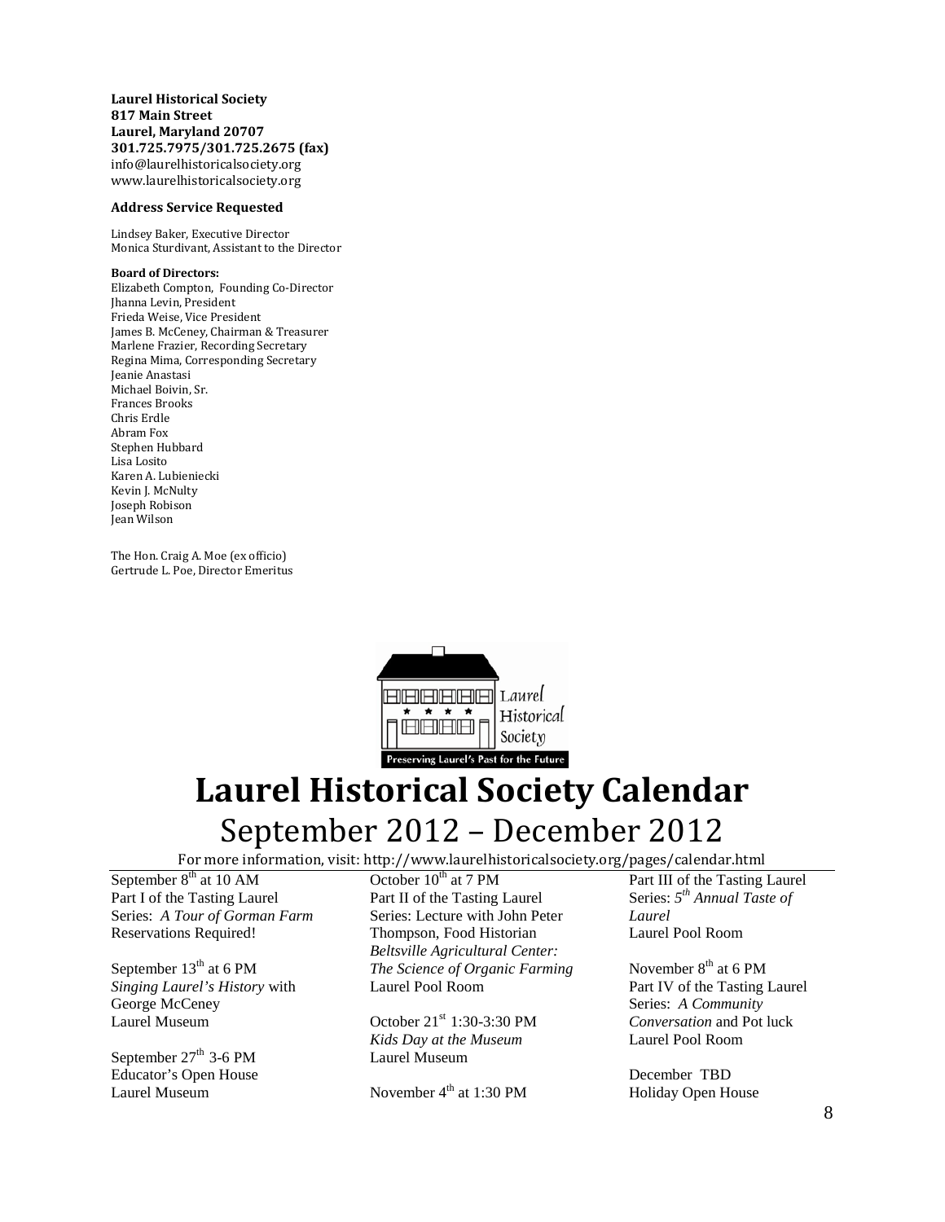**Laurel Historical Society**
**817 Main Street**
**Laurel, Maryland 20707**
**301.725.7975/301.725.2675 (fax)**
info@laurelhistoricalsociety.org
www.laurelhistoricalsociety.org

**Address Service Requested**

Lindsey Baker, Executive Director
Monica Sturdivant, Assistant to the Director

**Board of Directors:**
Elizabeth Compton, Founding Co-Director
Jhanna Levin, President
Frieda Weise, Vice President
James B. McCeney, Chairman & Treasurer
Marlene Frazier, Recording Secretary
Regina Mima, Corresponding Secretary
Jeanie Anastasi
Michael Boivin, Sr.
Frances Brooks
Chris Erdle
Abram Fox
Stephen Hubbard
Lisa Losito
Karen A. Lubieniecki
Kevin J. McNulty
Joseph Robison
Jean Wilson

The Hon. Craig A. Moe (ex officio)
Gertrude L. Poe, Director Emeritus

Laurel Historical Society
Preserving Laurel's Past for the Future

# Laurel Historical Society Calendar

## September 2012 – December 2012

For more information, visit: http://www.laurelhistoricalsociety.org/pages/calendar.html

September 8th at 10 AM
Part I of the Tasting Laurel Series: *A Tour of Gorman Farm*
Reservations Required!

September 13th at 6 PM
*Singing Laurel's History* with George McCeney
Laurel Museum

September 27th 3-6 PM
Educator's Open House
Laurel Museum

October 10th at 7 PM
Part II of the Tasting Laurel Series: Lecture with John Peter Thompson, Food Historian
*Beltsville Agricultural Center: The Science of Organic Farming*
Laurel Pool Room

October 21st 1:30-3:30 PM
*Kids Day at the Museum*
Laurel Museum

November 4th at 1:30 PM
Part III of the Tasting Laurel Series: *5th Annual Taste of Laurel*
Laurel Pool Room

November 8th at 6 PM
Part IV of the Tasting Laurel Series: *A Community Conversation* and Pot luck
Laurel Pool Room

December TBD
Holiday Open House